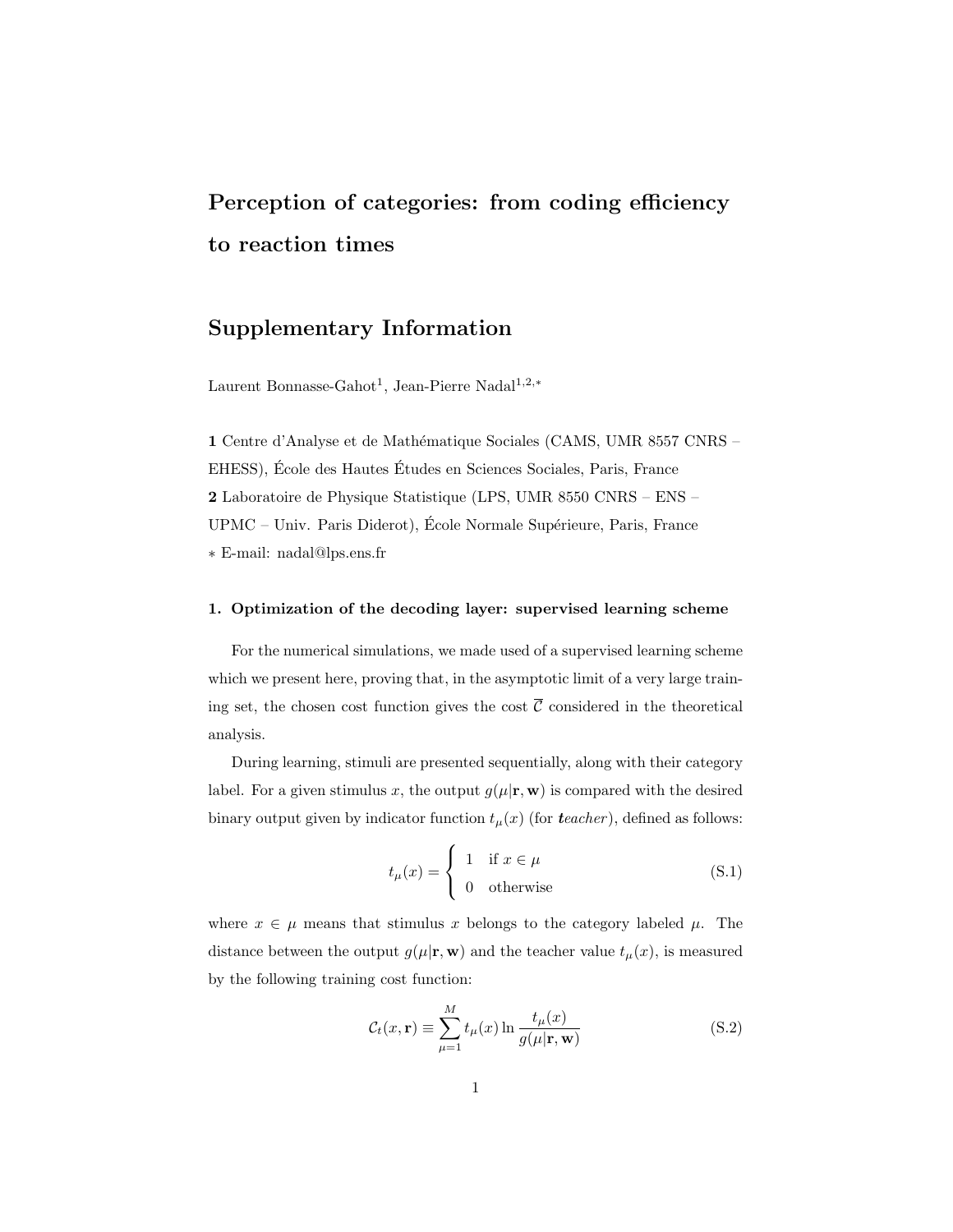# Perception of categories: from coding efficiency to reaction times

## Supplementary Information

Laurent Bonnasse-Gahot[1], Jean-Pierre Nadal[1,2,*]

**1** Centre d'Analyse et de Mathématique Sociales (CAMS, UMR 8557 CNRS – EHESS), École des Hautes Études en Sciences Sociales, Paris, France
**2** Laboratoire de Physique Statistique (LPS, UMR 8550 CNRS – ENS – UPMC – Univ. Paris Diderot), École Normale Supérieure, Paris, France
* E-mail: nadal@lps.ens.fr

### 1. Optimization of the decoding layer: supervised learning scheme

For the numerical simulations, we made used of a supervised learning scheme which we present here, proving that, in the asymptotic limit of a very large training set, the chosen cost function gives the cost $\overline{\mathcal{C}}$ considered in the theoretical analysis.

During learning, stimuli are presented sequentially, along with their category label. For a given stimulus $x$, the output $g(\mu|\mathbf{r}, \mathbf{w})$ is compared with the desired binary output given by indicator function $t_\mu(x)$ (for ***t**eacher*), defined as follows:

$$t_\mu(x) = \begin{cases} 1 & \text{if } x \in \mu \\ 0 & \text{otherwise} \end{cases} \tag{S.1}$$

where $x \in \mu$ means that stimulus $x$ belongs to the category labeled $\mu$. The distance between the output $g(\mu|\mathbf{r}, \mathbf{w})$ and the teacher value $t_\mu(x)$, is measured by the following training cost function:

$$\mathcal{C}_t(x, \mathbf{r}) \equiv \sum_{\mu=1}^{M} t_\mu(x) \ln \frac{t_\mu(x)}{g(\mu|\mathbf{r}, \mathbf{w})} \tag{S.2}$$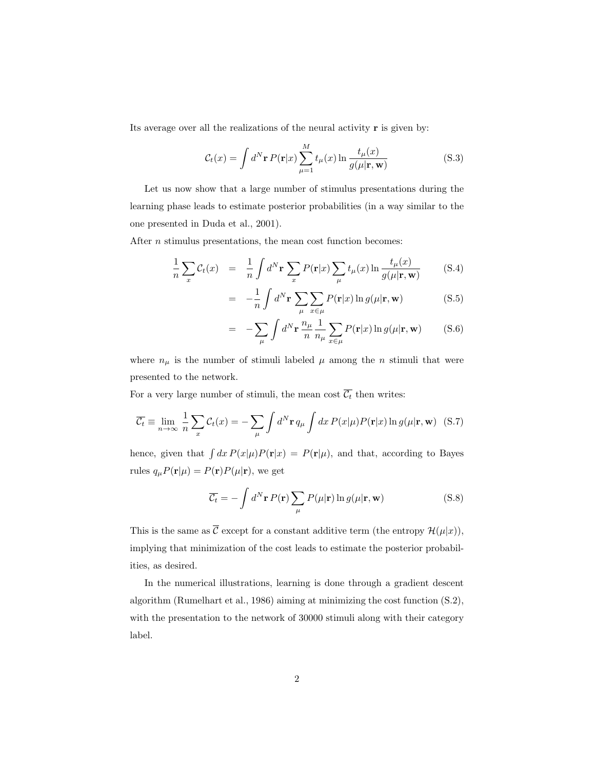Its average over all the realizations of the neural activity $\mathbf{r}$ is given by:

$$\mathcal{C}_t(x) = \int d^N\mathbf{r}\, P(\mathbf{r}|x) \sum_{\mu=1}^{M} t_\mu(x) \ln \frac{t_\mu(x)}{g(\mu|\mathbf{r},\mathbf{w})} \tag{S.3}$$

Let us now show that a large number of stimulus presentations during the learning phase leads to estimate posterior probabilities (in a way similar to the one presented in Duda et al., 2001).

After $n$ stimulus presentations, the mean cost function becomes:

$$\begin{aligned}
\frac{1}{n}\sum_x \mathcal{C}_t(x) &= \frac{1}{n}\int d^N\mathbf{r} \sum_x P(\mathbf{r}|x) \sum_\mu t_\mu(x) \ln \frac{t_\mu(x)}{g(\mu|\mathbf{r},\mathbf{w})} & \text{(S.4)}\\
&= -\frac{1}{n}\int d^N\mathbf{r} \sum_\mu \sum_{x\in\mu} P(\mathbf{r}|x) \ln g(\mu|\mathbf{r},\mathbf{w}) & \text{(S.5)}\\
&= -\sum_\mu \int d^N\mathbf{r}\, \frac{n_\mu}{n} \frac{1}{n_\mu} \sum_{x\in\mu} P(\mathbf{r}|x) \ln g(\mu|\mathbf{r},\mathbf{w}) & \text{(S.6)}
\end{aligned}$$

where $n_\mu$ is the number of stimuli labeled $\mu$ among the $n$ stimuli that were presented to the network.

For a very large number of stimuli, the mean cost $\overline{\mathcal{C}_t}$ then writes:

$$\overline{\mathcal{C}_t} \equiv \lim_{n\to\infty} \frac{1}{n}\sum_x \mathcal{C}_t(x) = -\sum_\mu \int d^N\mathbf{r}\, q_\mu \int dx\, P(x|\mu) P(\mathbf{r}|x) \ln g(\mu|\mathbf{r},\mathbf{w}) \tag{S.7}$$

hence, given that $\int dx\, P(x|\mu)P(\mathbf{r}|x) = P(\mathbf{r}|\mu)$, and that, according to Bayes rules $q_\mu P(\mathbf{r}|\mu) = P(\mathbf{r})P(\mu|\mathbf{r})$, we get

$$\overline{\mathcal{C}_t} = -\int d^N\mathbf{r}\, P(\mathbf{r}) \sum_\mu P(\mu|\mathbf{r}) \ln g(\mu|\mathbf{r},\mathbf{w}) \tag{S.8}$$

This is the same as $\overline{\mathcal{C}}$ except for a constant additive term (the entropy $\mathcal{H}(\mu|x)$), implying that minimization of the cost leads to estimate the posterior probabilities, as desired.

In the numerical illustrations, learning is done through a gradient descent algorithm (Rumelhart et al., 1986) aiming at minimizing the cost function (S.2), with the presentation to the network of 30000 stimuli along with their category label.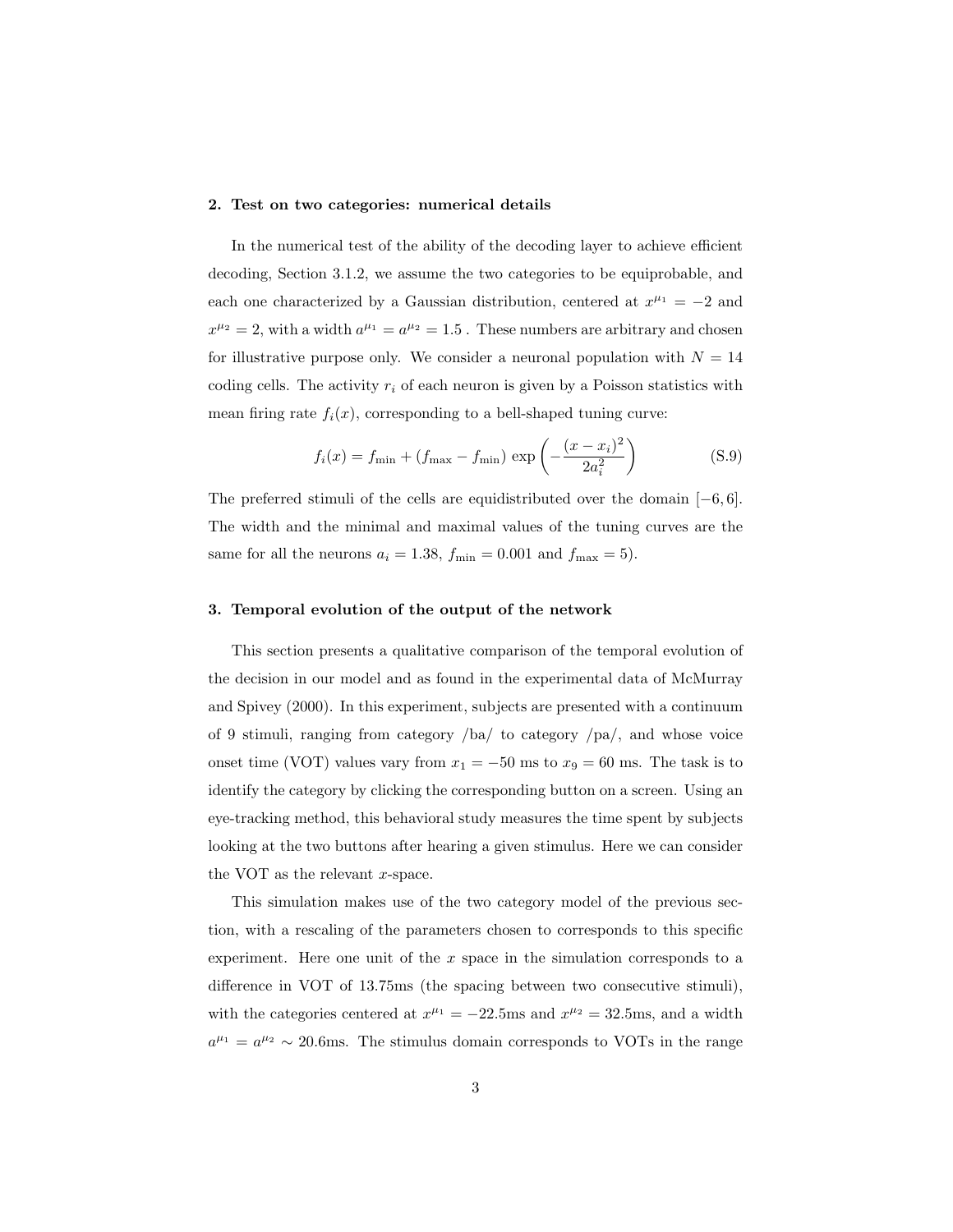### 2. Test on two categories: numerical details

In the numerical test of the ability of the decoding layer to achieve efficient decoding, Section 3.1.2, we assume the two categories to be equiprobable, and each one characterized by a Gaussian distribution, centered at $x^{\mu_1} = -2$ and $x^{\mu_2} = 2$, with a width $a^{\mu_1} = a^{\mu_2} = 1.5$ . These numbers are arbitrary and chosen for illustrative purpose only. We consider a neuronal population with $N = 14$ coding cells. The activity $r_i$ of each neuron is given by a Poisson statistics with mean firing rate $f_i(x)$, corresponding to a bell-shaped tuning curve:

$$f_i(x) = f_{\min} + (f_{\max} - f_{\min}) \exp\left(-\frac{(x - x_i)^2}{2a_i^2}\right) \tag{S.9}$$

The preferred stimuli of the cells are equidistributed over the domain $[-6, 6]$. The width and the minimal and maximal values of the tuning curves are the same for all the neurons $a_i = 1.38$, $f_{\min} = 0.001$ and $f_{\max} = 5$).

### 3. Temporal evolution of the output of the network

This section presents a qualitative comparison of the temporal evolution of the decision in our model and as found in the experimental data of McMurray and Spivey (2000). In this experiment, subjects are presented with a continuum of 9 stimuli, ranging from category /ba/ to category /pa/, and whose voice onset time (VOT) values vary from $x_1 = -50$ ms to $x_9 = 60$ ms. The task is to identify the category by clicking the corresponding button on a screen. Using an eye-tracking method, this behavioral study measures the time spent by subjects looking at the two buttons after hearing a given stimulus. Here we can consider the VOT as the relevant $x$-space.

This simulation makes use of the two category model of the previous section, with a rescaling of the parameters chosen to corresponds to this specific experiment. Here one unit of the $x$ space in the simulation corresponds to a difference in VOT of 13.75ms (the spacing between two consecutive stimuli), with the categories centered at $x^{\mu_1} = -22.5$ms and $x^{\mu_2} = 32.5$ms, and a width $a^{\mu_1} = a^{\mu_2} \sim 20.6$ms. The stimulus domain corresponds to VOTs in the range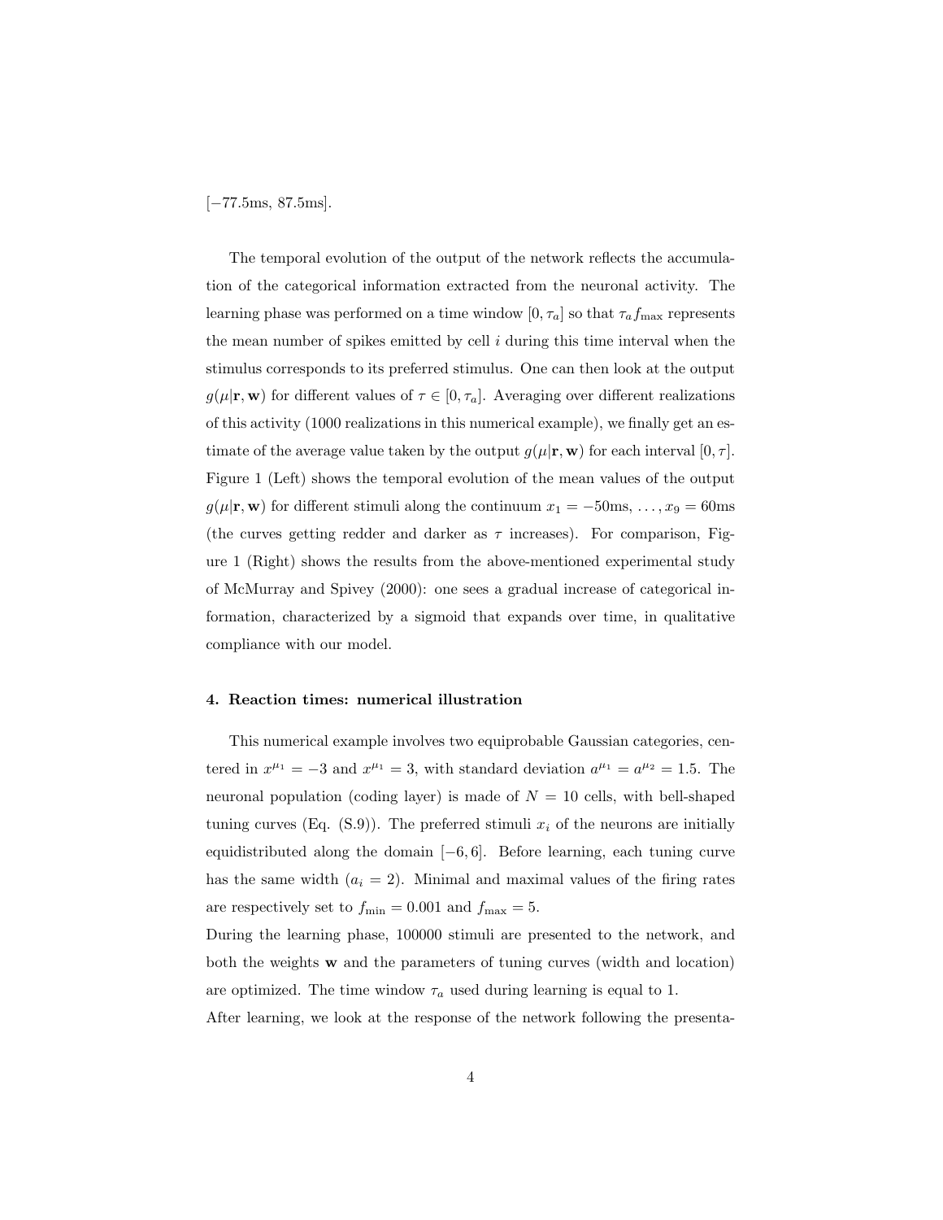[−77.5ms, 87.5ms].

The temporal evolution of the output of the network reflects the accumulation of the categorical information extracted from the neuronal activity. The learning phase was performed on a time window $[0, \tau_a]$ so that $\tau_a f_{\max}$ represents the mean number of spikes emitted by cell $i$ during this time interval when the stimulus corresponds to its preferred stimulus. One can then look at the output $g(\mu|\mathbf{r}, \mathbf{w})$ for different values of $\tau \in [0, \tau_a]$. Averaging over different realizations of this activity (1000 realizations in this numerical example), we finally get an estimate of the average value taken by the output $g(\mu|\mathbf{r}, \mathbf{w})$ for each interval $[0, \tau]$. Figure 1 (Left) shows the temporal evolution of the mean values of the output $g(\mu|\mathbf{r}, \mathbf{w})$ for different stimuli along the continuum $x_1 = -50\text{ms}, \ldots, x_9 = 60\text{ms}$ (the curves getting redder and darker as $\tau$ increases). For comparison, Figure 1 (Right) shows the results from the above-mentioned experimental study of McMurray and Spivey (2000): one sees a gradual increase of categorical information, characterized by a sigmoid that expands over time, in qualitative compliance with our model.

### 4. Reaction times: numerical illustration

This numerical example involves two equiprobable Gaussian categories, centered in $x^{\mu_1} = -3$ and $x^{\mu_1} = 3$, with standard deviation $a^{\mu_1} = a^{\mu_2} = 1.5$. The neuronal population (coding layer) is made of $N = 10$ cells, with bell-shaped tuning curves (Eq. (S.9)). The preferred stimuli $x_i$ of the neurons are initially equidistributed along the domain $[-6, 6]$. Before learning, each tuning curve has the same width ($a_i = 2$). Minimal and maximal values of the firing rates are respectively set to $f_{\min} = 0.001$ and $f_{\max} = 5$.

During the learning phase, 100000 stimuli are presented to the network, and both the weights $\mathbf{w}$ and the parameters of tuning curves (width and location) are optimized. The time window $\tau_a$ used during learning is equal to 1.

After learning, we look at the response of the network following the presenta-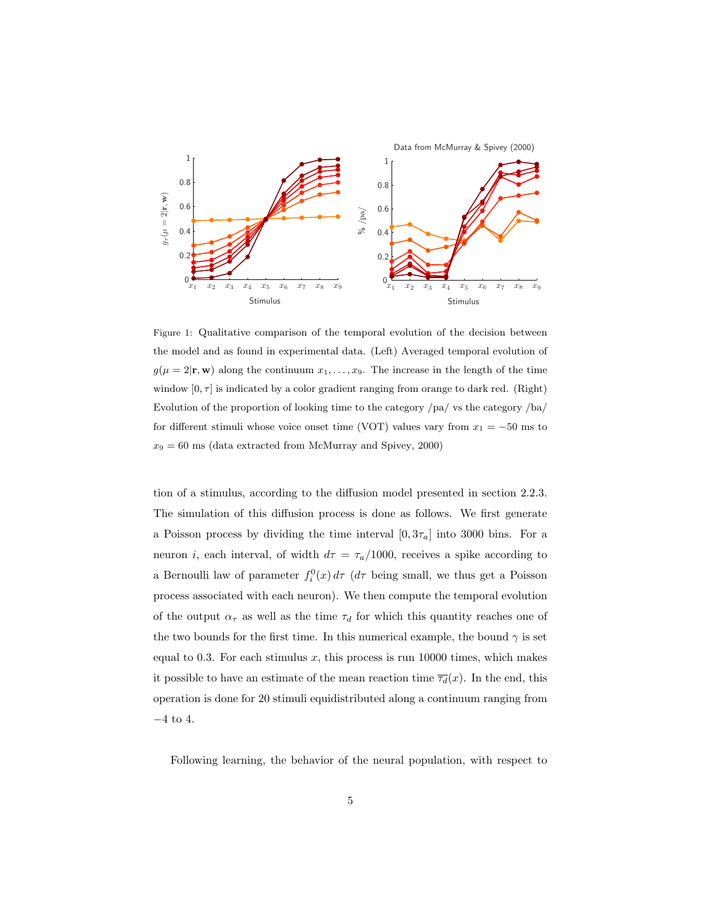Figure 1: Qualitative comparison of the temporal evolution of the decision between the model and as found in experimental data. (Left) Averaged temporal evolution of $g(\mu = 2|\mathbf{r}, \mathbf{w})$ along the continuum $x_1, \ldots, x_9$. The increase in the length of the time window $[0, \tau]$ is indicated by a color gradient ranging from orange to dark red. (Right) Evolution of the proportion of looking time to the category /pa/ vs the category /ba/ for different stimuli whose voice onset time (VOT) values vary from $x_1 = -50$ ms to $x_9 = 60$ ms (data extracted from McMurray and Spivey, 2000)

tion of a stimulus, according to the diffusion model presented in section 2.2.3. The simulation of this diffusion process is done as follows. We first generate a Poisson process by dividing the time interval $[0, 3\tau_a]$ into 3000 bins. For a neuron $i$, each interval, of width $d\tau = \tau_a/1000$, receives a spike according to a Bernoulli law of parameter $f_i^0(x)\, d\tau$ ($d\tau$ being small, we thus get a Poisson process associated with each neuron). We then compute the temporal evolution of the output $\alpha_\tau$ as well as the time $\tau_d$ for which this quantity reaches one of the two bounds for the first time. In this numerical example, the bound $\gamma$ is set equal to 0.3. For each stimulus $x$, this process is run 10000 times, which makes it possible to have an estimate of the mean reaction time $\overline{\tau_d}(x)$. In the end, this operation is done for 20 stimuli equidistributed along a continuum ranging from $-4$ to 4.

Following learning, the behavior of the neural population, with respect to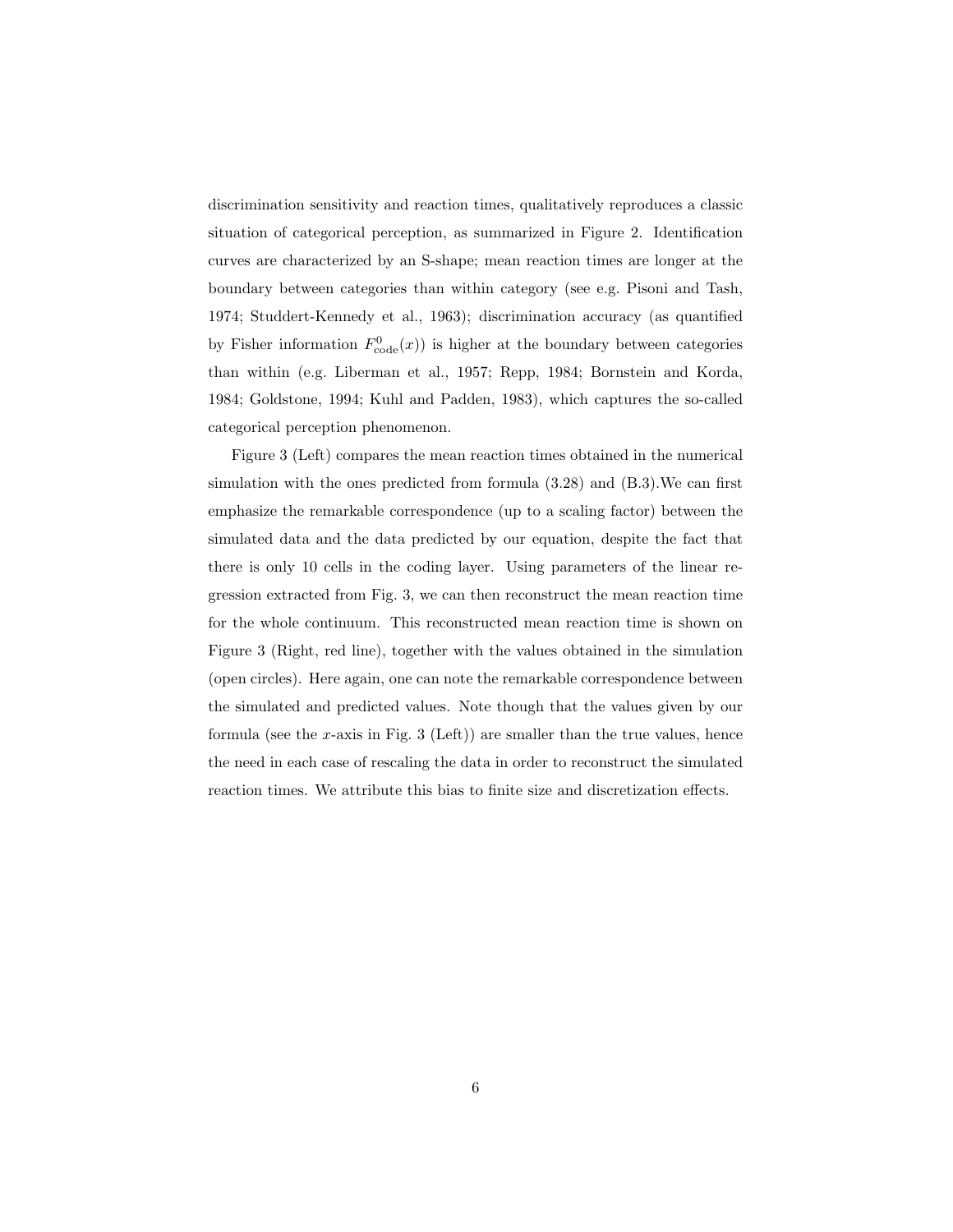discrimination sensitivity and reaction times, qualitatively reproduces a classic situation of categorical perception, as summarized in Figure 2. Identification curves are characterized by an S-shape; mean reaction times are longer at the boundary between categories than within category (see e.g. Pisoni and Tash, 1974; Studdert-Kennedy et al., 1963); discrimination accuracy (as quantified by Fisher information $F^0_{\mathrm{code}}(x)$) is higher at the boundary between categories than within (e.g. Liberman et al., 1957; Repp, 1984; Bornstein and Korda, 1984; Goldstone, 1994; Kuhl and Padden, 1983), which captures the so-called categorical perception phenomenon.

Figure 3 (Left) compares the mean reaction times obtained in the numerical simulation with the ones predicted from formula (3.28) and (B.3).We can first emphasize the remarkable correspondence (up to a scaling factor) between the simulated data and the data predicted by our equation, despite the fact that there is only 10 cells in the coding layer. Using parameters of the linear regression extracted from Fig. 3, we can then reconstruct the mean reaction time for the whole continuum. This reconstructed mean reaction time is shown on Figure 3 (Right, red line), together with the values obtained in the simulation (open circles). Here again, one can note the remarkable correspondence between the simulated and predicted values. Note though that the values given by our formula (see the $x$-axis in Fig. 3 (Left)) are smaller than the true values, hence the need in each case of rescaling the data in order to reconstruct the simulated reaction times. We attribute this bias to finite size and discretization effects.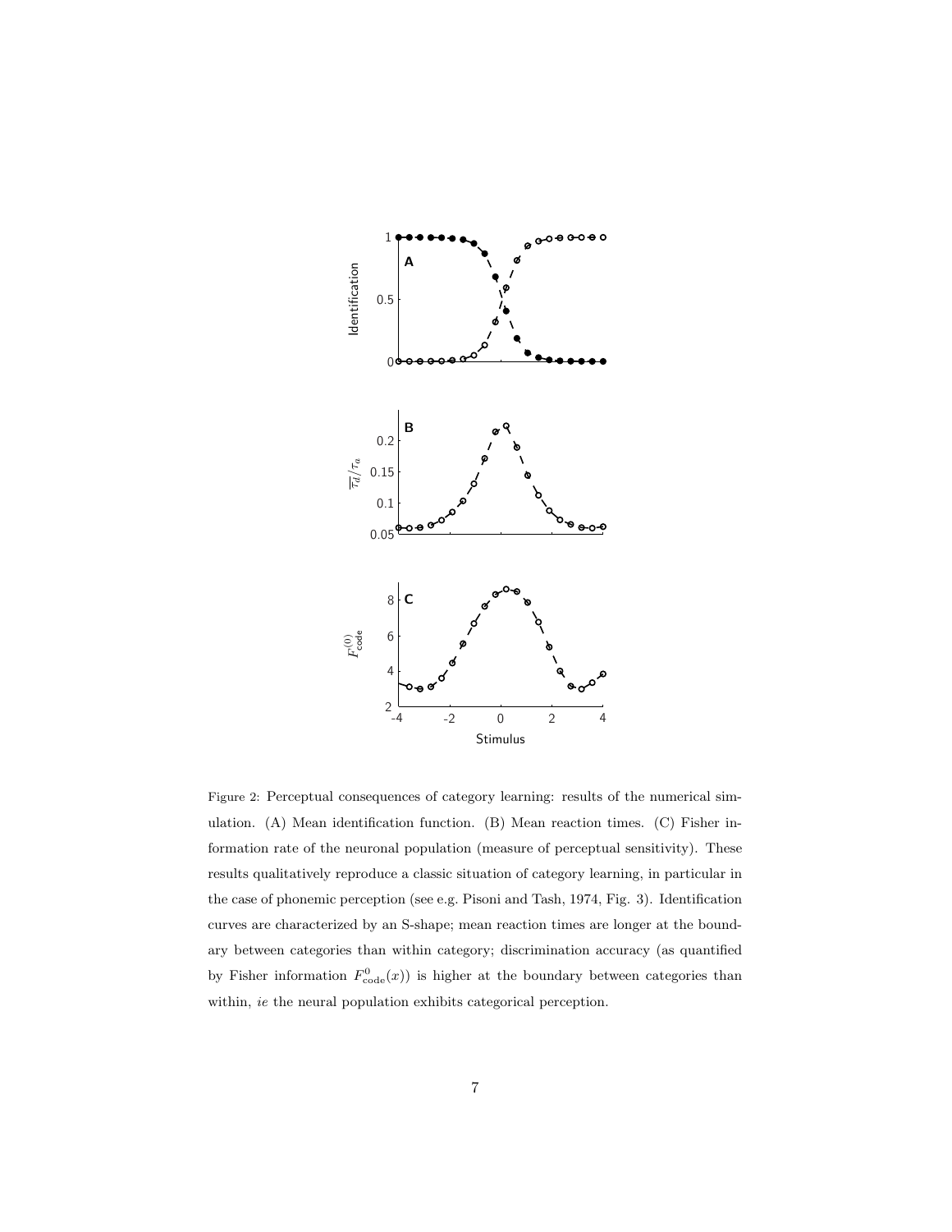Figure 2: Perceptual consequences of category learning: results of the numerical simulation. (A) Mean identification function. (B) Mean reaction times. (C) Fisher information rate of the neuronal population (measure of perceptual sensitivity). These results qualitatively reproduce a classic situation of category learning, in particular in the case of phonemic perception (see e.g. Pisoni and Tash, 1974, Fig. 3). Identification curves are characterized by an S-shape; mean reaction times are longer at the boundary between categories than within category; discrimination accuracy (as quantified by Fisher information $F^0_{\text{code}}(x)$) is higher at the boundary between categories than within, *ie* the neural population exhibits categorical perception.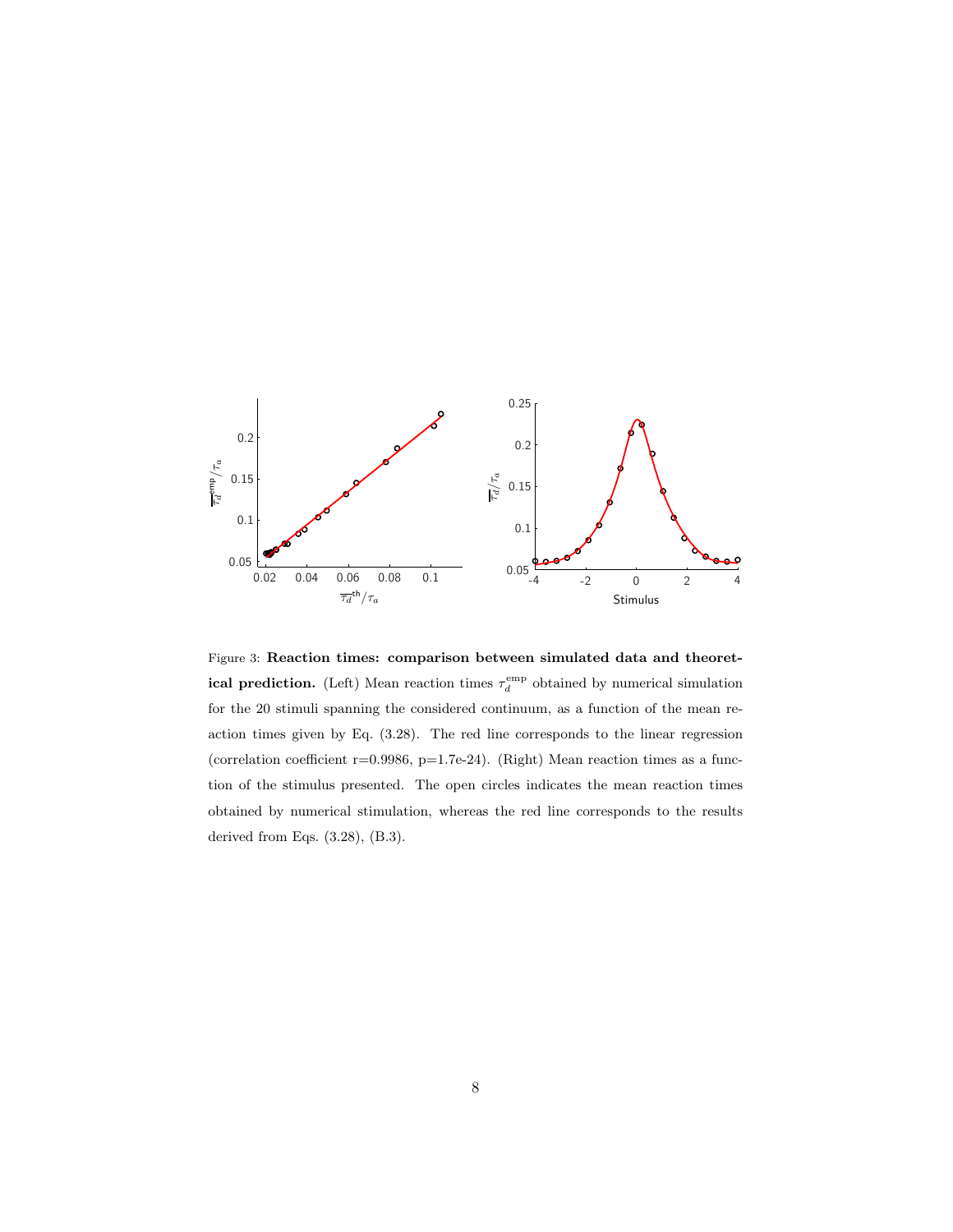Figure 3: **Reaction times: comparison between simulated data and theoretical prediction.** (Left) Mean reaction times $\tau_d^{\rm emp}$ obtained by numerical simulation for the 20 stimuli spanning the considered continuum, as a function of the mean reaction times given by Eq. (3.28). The red line corresponds to the linear regression (correlation coefficient r=0.9986, p=1.7e-24). (Right) Mean reaction times as a function of the stimulus presented. The open circles indicates the mean reaction times obtained by numerical stimulation, whereas the red line corresponds to the results derived from Eqs. (3.28), (B.3).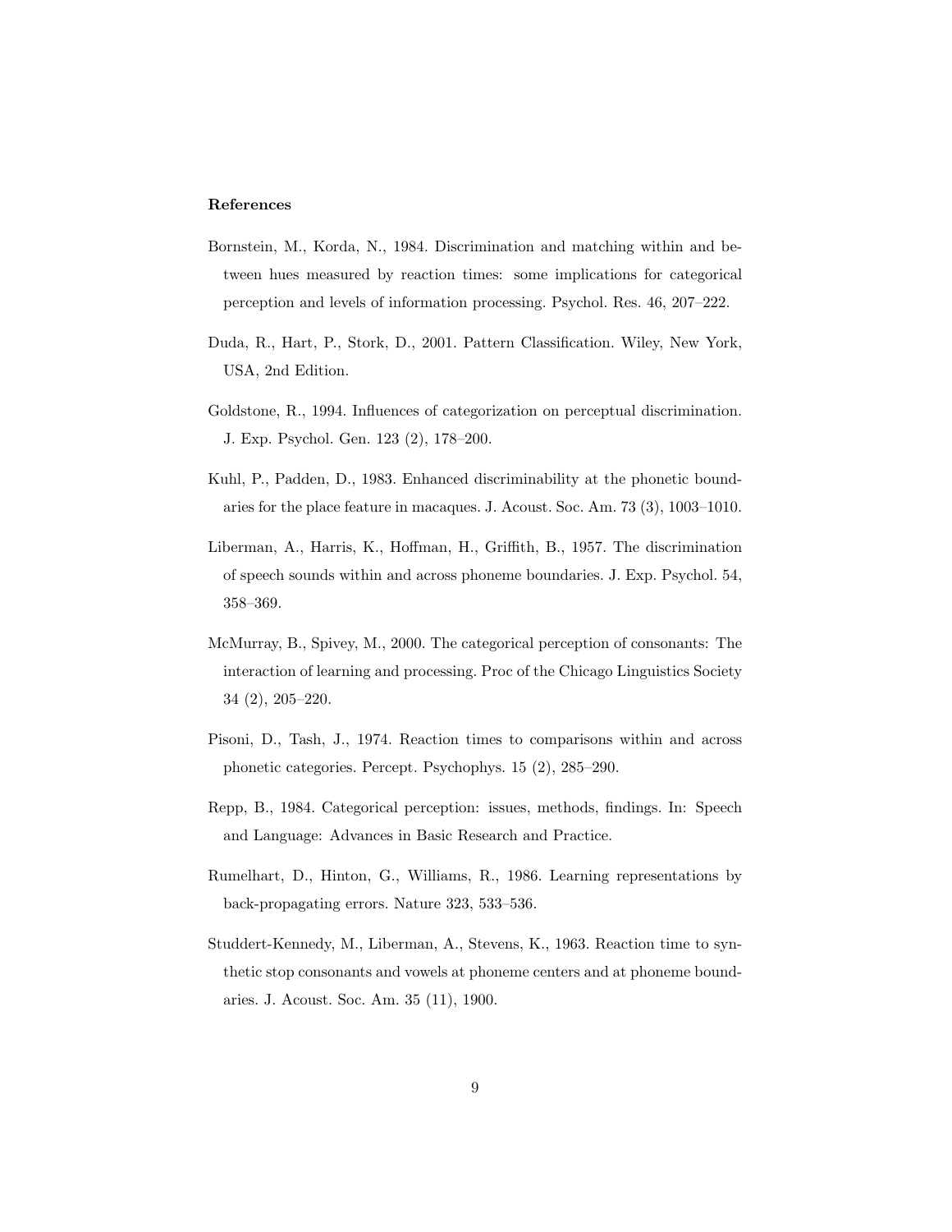## References

Bornstein, M., Korda, N., 1984. Discrimination and matching within and between hues measured by reaction times: some implications for categorical perception and levels of information processing. Psychol. Res. 46, 207–222.

Duda, R., Hart, P., Stork, D., 2001. Pattern Classification. Wiley, New York, USA, 2nd Edition.

Goldstone, R., 1994. Influences of categorization on perceptual discrimination. J. Exp. Psychol. Gen. 123 (2), 178–200.

Kuhl, P., Padden, D., 1983. Enhanced discriminability at the phonetic boundaries for the place feature in macaques. J. Acoust. Soc. Am. 73 (3), 1003–1010.

Liberman, A., Harris, K., Hoffman, H., Griffith, B., 1957. The discrimination of speech sounds within and across phoneme boundaries. J. Exp. Psychol. 54, 358–369.

McMurray, B., Spivey, M., 2000. The categorical perception of consonants: The interaction of learning and processing. Proc of the Chicago Linguistics Society 34 (2), 205–220.

Pisoni, D., Tash, J., 1974. Reaction times to comparisons within and across phonetic categories. Percept. Psychophys. 15 (2), 285–290.

Repp, B., 1984. Categorical perception: issues, methods, findings. In: Speech and Language: Advances in Basic Research and Practice.

Rumelhart, D., Hinton, G., Williams, R., 1986. Learning representations by back-propagating errors. Nature 323, 533–536.

Studdert-Kennedy, M., Liberman, A., Stevens, K., 1963. Reaction time to synthetic stop consonants and vowels at phoneme centers and at phoneme boundaries. J. Acoust. Soc. Am. 35 (11), 1900.